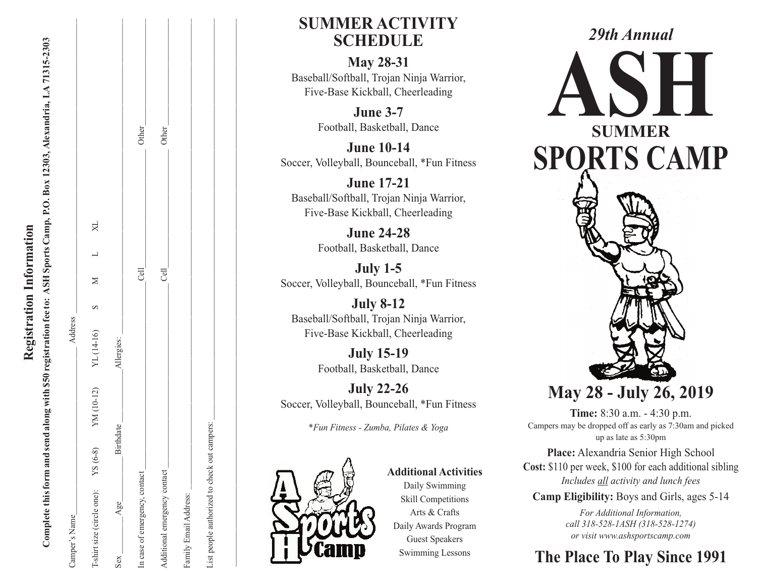## Registration Information

**Complete this form and send along with $50 registration fee to: ASH Sports Camp, P.O. Box 12303, Alexandria, LA 71315-2303**

Camper's Name ______________ Address ______________

T-shirt size (circle one): YS (6-8) YM (10-12) YL (14-16) S M L XL

Sex ____ Age ____ Birthdate ______ Allergies: ______________

In case of emergency, contact ______________ Cell ______ Other ______

Additional emergency contact ______________ Cell ______ Other ______

Family Email Address: ______________

List people authorized to check out campers: ______________

______________________________________________

## SUMMER ACTIVITY SCHEDULE

**May 28-31**
Baseball/Softball, Trojan Ninja Warrior, Five-Base Kickball, Cheerleading

**June 3-7**
Football, Basketball, Dance

**June 10-14**
Soccer, Volleyball, Bounceball, *Fun Fitness

**June 17-21**
Baseball/Softball, Trojan Ninja Warrior, Five-Base Kickball, Cheerleading

**June 24-28**
Football, Basketball, Dance

**July 1-5**
Soccer, Volleyball, Bounceball, *Fun Fitness

**July 8-12**
Baseball/Softball, Trojan Ninja Warrior, Five-Base Kickball, Cheerleading

**July 15-19**
Football, Basketball, Dance

**July 22-26**
Soccer, Volleyball, Bounceball, *Fun Fitness

*\*Fun Fitness - Zumba, Pilates & Yoga*

ASH Sports Camp

### Additional Activities

Daily Swimming
Skill Competitions
Arts & Crafts
Daily Awards Program
Guest Speakers
Swimming Lessons

*29th Annual*

# ASH SUMMER SPORTS CAMP

## May 28 - July 26, 2019

**Time:** 8:30 a.m. - 4:30 p.m.
Campers may be dropped off as early as 7:30am and picked up as late as 5:30pm

**Place:** Alexandria Senior High School

**Cost:** $110 per week, $100 for each additional sibling
*Includes all activity and lunch fees*

**Camp Eligibility:** Boys and Girls, ages 5-14

*For Additional Information, call 318-528-1ASH (318-528-1274) or visit www.ashsportscamp.com*

## The Place To Play Since 1991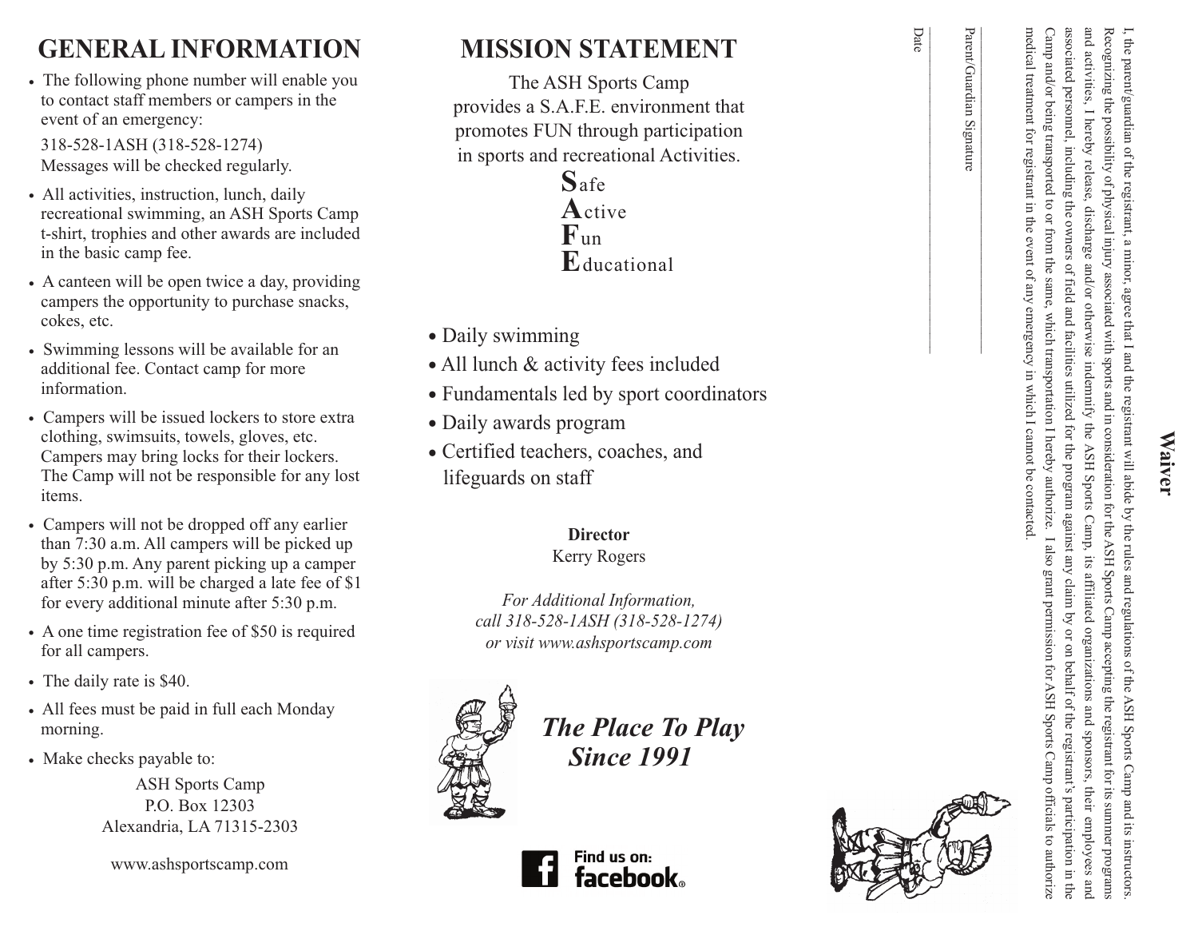# GENERAL INFORMATION

- The following phone number will enable you to contact staff members or campers in the event of an emergency:

  318-528-1ASH (318-528-1274)
  Messages will be checked regularly.

- All activities, instruction, lunch, daily recreational swimming, an ASH Sports Camp t-shirt, trophies and other awards are included in the basic camp fee.
- A canteen will be open twice a day, providing campers the opportunity to purchase snacks, cokes, etc.
- Swimming lessons will be available for an additional fee. Contact camp for more information.
- Campers will be issued lockers to store extra clothing, swimsuits, towels, gloves, etc. Campers may bring locks for their lockers. The Camp will not be responsible for any lost items.
- Campers will not be dropped off any earlier than 7:30 a.m. All campers will be picked up by 5:30 p.m. Any parent picking up a camper after 5:30 p.m. will be charged a late fee of $1 for every additional minute after 5:30 p.m.
- A one time registration fee of $50 is required for all campers.
- The daily rate is $40.
- All fees must be paid in full each Monday morning.
- Make checks payable to:

  ASH Sports Camp
  P.O. Box 12303
  Alexandria, LA 71315-2303

www.ashsportscamp.com

# MISSION STATEMENT

The ASH Sports Camp provides a S.A.F.E. environment that promotes FUN through participation in sports and recreational Activities.

**S**afe
**A**ctive
**F**un
**E**ducational

- Daily swimming
- All lunch & activity fees included
- Fundamentals led by sport coordinators
- Daily awards program
- Certified teachers, coaches, and lifeguards on staff

**Director**
Kerry Rogers

*For Additional Information, call 318-528-1ASH (318-528-1274) or visit www.ashsportscamp.com*

***The Place To Play Since 1991***

Find us on: facebook

# Waiver

I, the parent/guardian of the registrant, a minor, agree that I and the registrant will abide by the rules and regulations of the ASH Sports Camp and its instructors. Recognizing the possibility of physical injury associated with sports and in consideration for the ASH Sports Camp accepting the registrant for its summer programs and activities, I hereby release, discharge and/or otherwise indemnify the ASH Sports Camp, its affiliated organizations and sponsors, their employees and associated personnel, including the owners of field and facilities utilized for the program against any claim by or on behalf of the registrant's participation in the Camp and/or being transported to or from the same, which transportation I hereby authorize. I also grant permission for ASH Sports Camp officials to authorize medical treatment for registrant in the event of any emergency in which I cannot be contacted.

\_\_\_\_\_\_\_\_\_\_\_\_\_\_\_\_\_\_\_\_\_\_\_\_\_\_\_\_
Parent/Guardian Signature

\_\_\_\_\_\_\_\_\_\_\_\_\_\_\_\_\_\_\_\_\_\_\_\_\_\_\_\_
Date